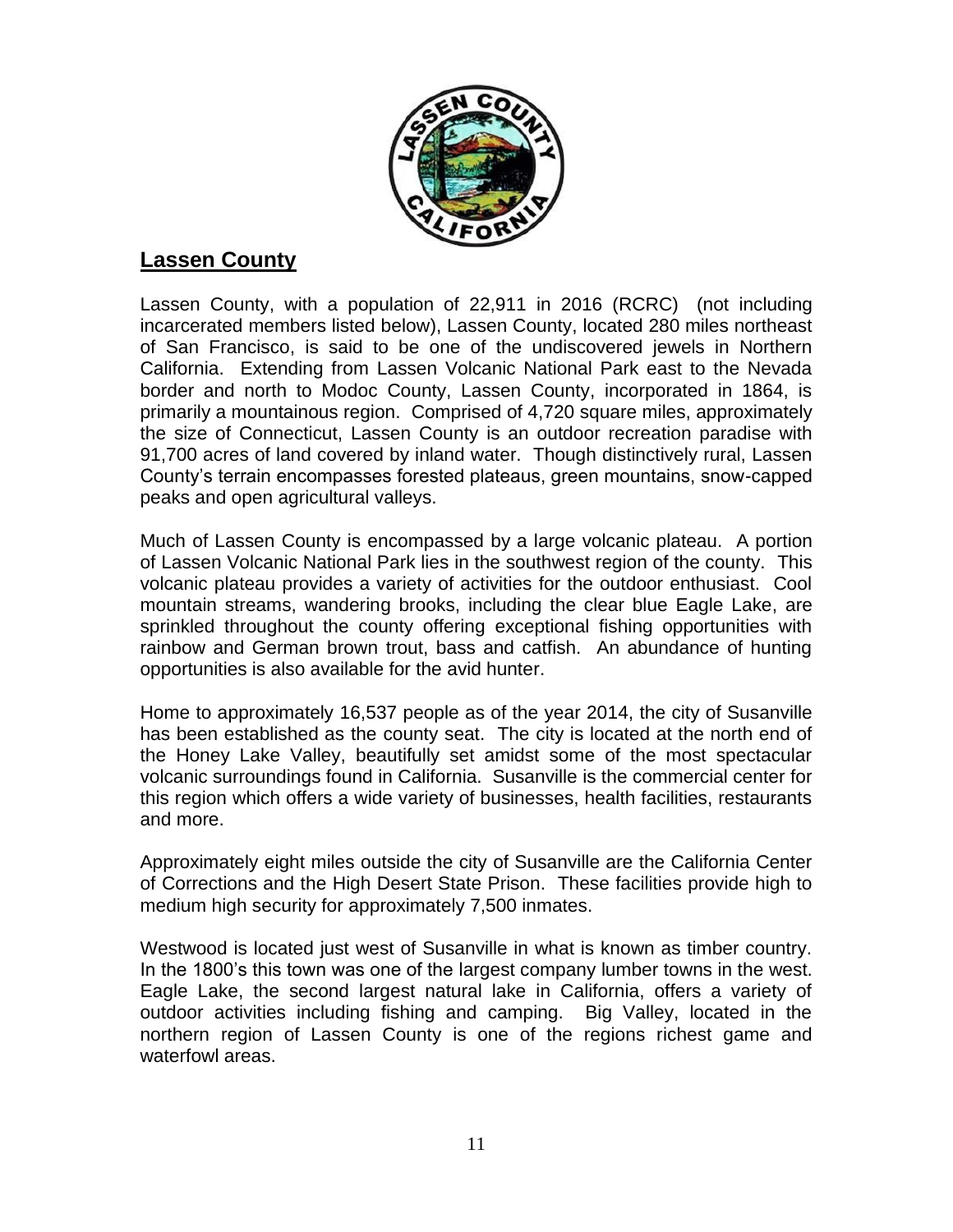## Lassen County

Lassen County, with a population of 22,911 in 2016 (RCRC) (not including incarcerated members listed below), Lassen County, located 280 miles northeast of San Francisco, is said to be one of the undiscovered jewels in Northern California. Extending from Lassen Volcanic National Park east to the Nevada border and north to Modoc County, Lassen County, incorporated in 1864, is primarily a mountainous region. Comprised of 4,720 square miles, approximately the size of Connecticut, Lassen County is an outdoor recreation paradise with 91,700 acres of land covered by inland water. Though distinctively rural, Lassen County's terrain encompasses forested plateaus, green mountains, snow-capped peaks and open agricultural valleys.

Much of Lassen County is encompassed by a large volcanic plateau. A portion of Lassen Volcanic National Park lies in the southwest region of the county. This volcanic plateau provides a variety of activities for the outdoor enthusiast. Cool mountain streams, wandering brooks, including the clear blue Eagle Lake, are sprinkled throughout the county offering exceptional fishing opportunities with rainbow and German brown trout, bass and catfish. An abundance of hunting opportunities is also available for the avid hunter.

Home to approximately 16,537 people as of the year 2014, the city of Susanville has been established as the county seat. The city is located at the north end of the Honey Lake Valley, beautifully set amidst some of the most spectacular volcanic surroundings found in California. Susanville is the commercial center for this region which offers a wide variety of businesses, health facilities, restaurants and more.

Approximately eight miles outside the city of Susanville are the California Center of Corrections and the High Desert State Prison. These facilities provide high to medium high security for approximately 7,500 inmates.

Westwood is located just west of Susanville in what is known as timber country. In the 1800's this town was one of the largest company lumber towns in the west. Eagle Lake, the second largest natural lake in California, offers a variety of outdoor activities including fishing and camping. Big Valley, located in the northern region of Lassen County is one of the regions richest game and waterfowl areas.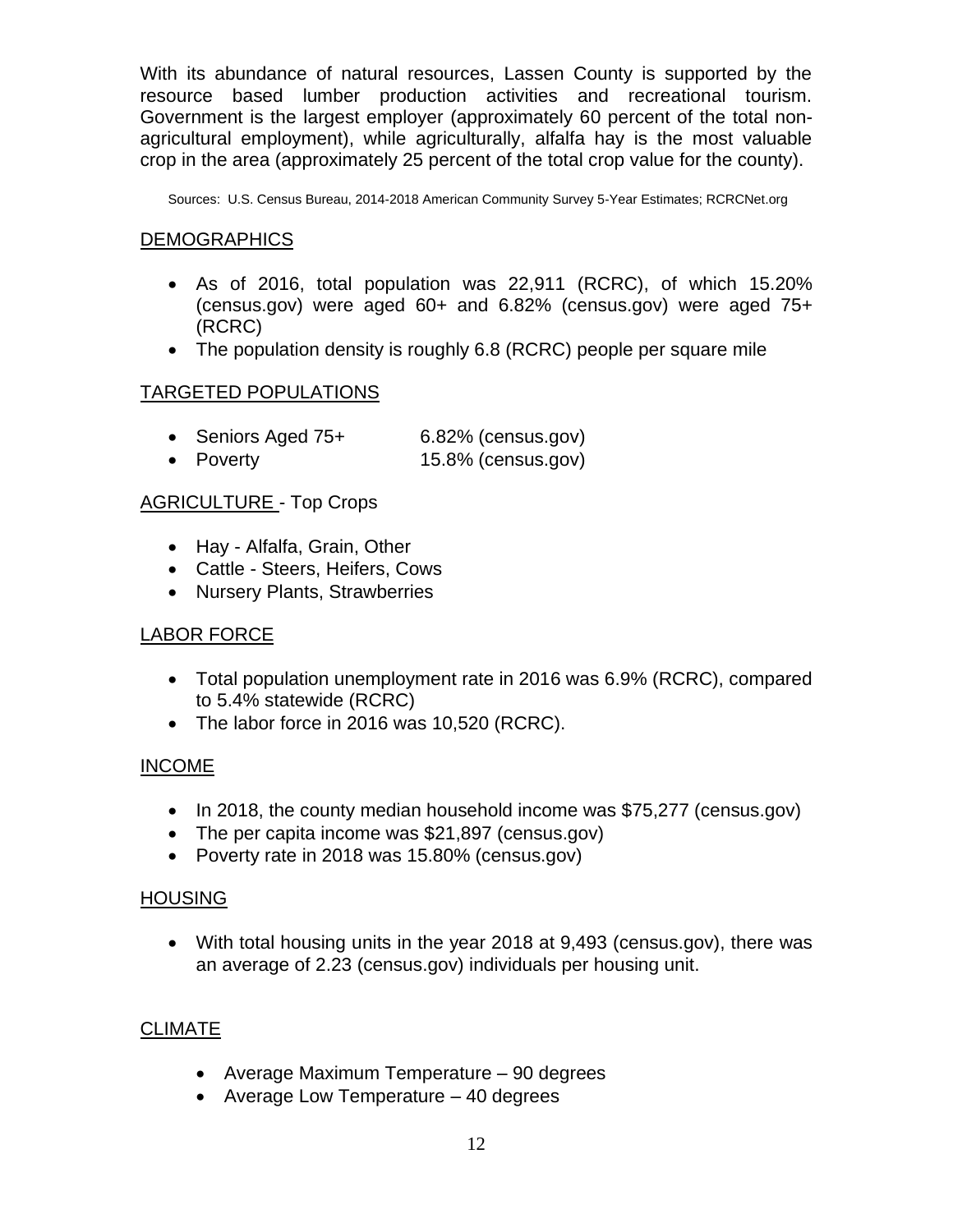With its abundance of natural resources, Lassen County is supported by the resource based lumber production activities and recreational tourism. Government is the largest employer (approximately 60 percent of the total non-agricultural employment), while agriculturally, alfalfa hay is the most valuable crop in the area (approximately 25 percent of the total crop value for the county).

Sources: U.S. Census Bureau, 2014-2018 American Community Survey 5-Year Estimates; RCRCNet.org

## DEMOGRAPHICS

- As of 2016, total population was 22,911 (RCRC), of which 15.20% (census.gov) were aged 60+ and 6.82% (census.gov) were aged 75+ (RCRC)
- The population density is roughly 6.8 (RCRC) people per square mile

## TARGETED POPULATIONS

- Seniors Aged 75+ 6.82% (census.gov)
- Poverty 15.8% (census.gov)

## AGRICULTURE - Top Crops

- Hay - Alfalfa, Grain, Other
- Cattle - Steers, Heifers, Cows
- Nursery Plants, Strawberries

## LABOR FORCE

- Total population unemployment rate in 2016 was 6.9% (RCRC), compared to 5.4% statewide (RCRC)
- The labor force in 2016 was 10,520 (RCRC).

## INCOME

- In 2018, the county median household income was $75,277 (census.gov)
- The per capita income was $21,897 (census.gov)
- Poverty rate in 2018 was 15.80% (census.gov)

## HOUSING

- With total housing units in the year 2018 at 9,493 (census.gov), there was an average of 2.23 (census.gov) individuals per housing unit.

## CLIMATE

- Average Maximum Temperature – 90 degrees
- Average Low Temperature – 40 degrees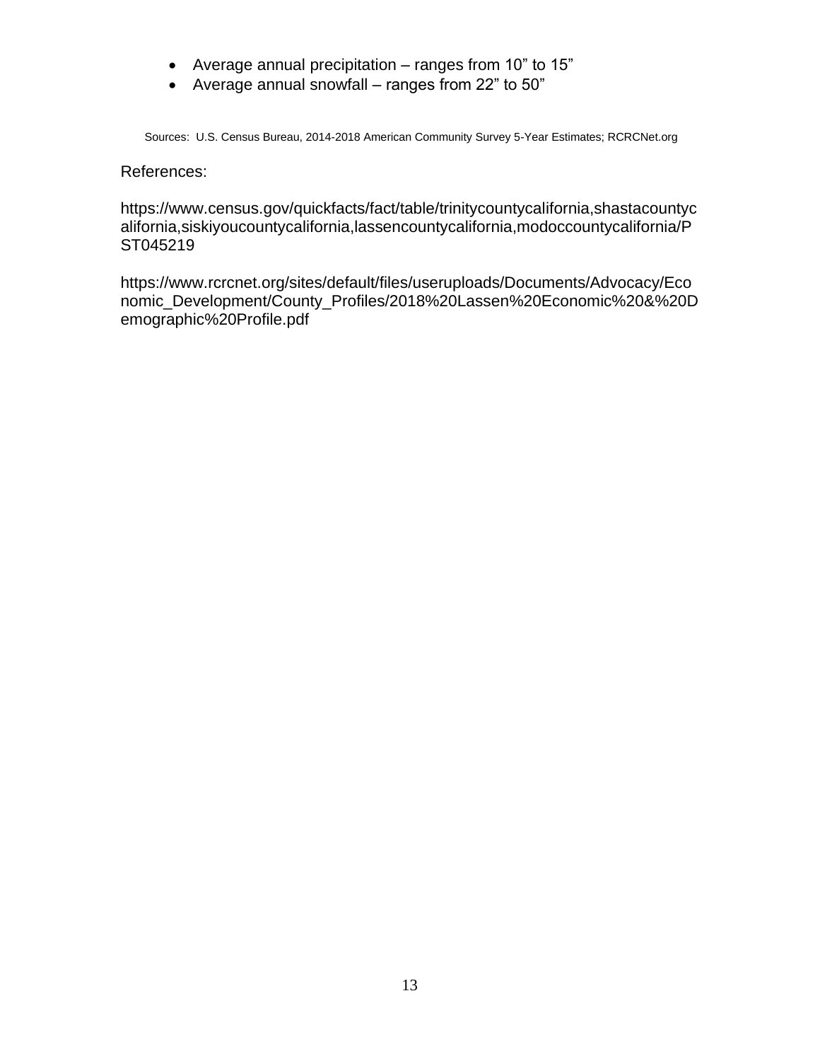- Average annual precipitation – ranges from 10" to 15"
- Average annual snowfall – ranges from 22" to 50"

Sources: U.S. Census Bureau, 2014-2018 American Community Survey 5-Year Estimates; RCRCNet.org

References:

https://www.census.gov/quickfacts/fact/table/trinitycountycalifornia,shastacountycalifornia,siskiyoucountycalifornia,lassencountycalifornia,modoccountycalifornia/PST045219

https://www.rcrcnet.org/sites/default/files/useruploads/Documents/Advocacy/Economic_Development/County_Profiles/2018%20Lassen%20Economic%20&%20Demographic%20Profile.pdf